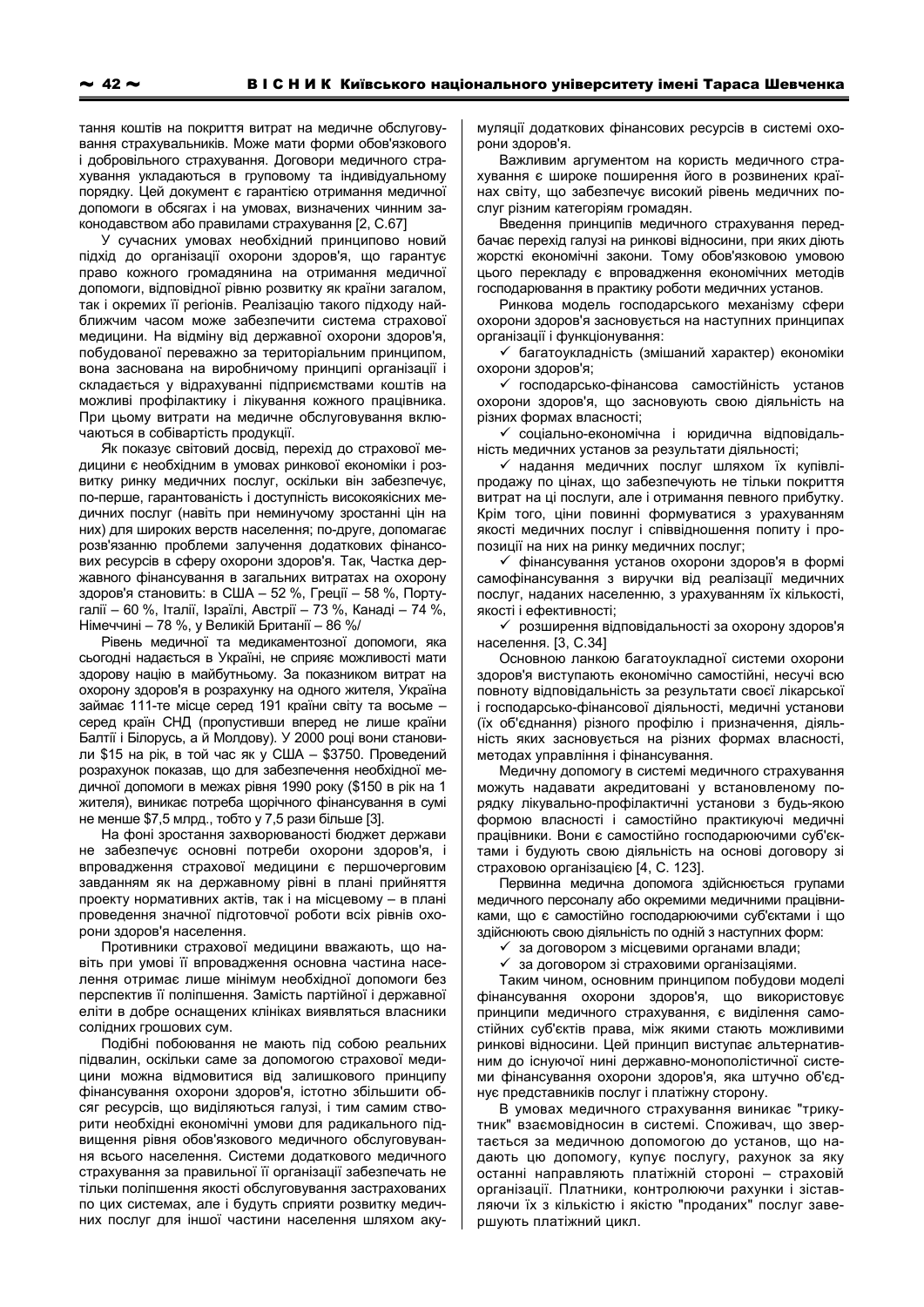тання коштів на покриття витрат на медичне обслуговування страхувальників. Може мати форми обов'язкового і добровільного страхування. Договори медичного страхування укладаються в груповому та індивідуальному порядку. Цей документ є гарантією отримання медичної допомоги в обсягах і на умовах, визначених чинним законодавством або правилами страхування [2, С.67]

У сучасних умовах необхідний принципово новий підхід до організації охорони здоров'я, що гарантує право кожного громадянина на отримання медичної допомоги, відповідної рівню розвитку як країни загалом, так і окремих її регіонів. Реалізацію такого підходу найближчим часом може забезпечити система страхової медицини. На відміну від державної охорони здоров'я, побудованої переважно за територіальним принципом, вона заснована на виробничому принципі організації і складається у відрахуванні підприємствами коштів на можливі профілактику і лікування кожного працівника. При цьому витрати на медичне обслуговування включаються в собівартість продукції.

Як показує світовий досвід, перехід до страхової медицини є необхідним в умовах ринкової економіки і розвитку ринку медичних послуг, оскільки він забезпечує, по-перше, гарантованість і доступність високоякісних медичних послуг (навіть при неминучому зростанні цін на них) для широких верств населення; по-друге, допомагає розв'язанню проблеми залучення додаткових фінансових ресурсів в сферу охорони здоров'я. Так, Частка державного фінансування в загальних витратах на охорону здоров'я становить: в США – 52 %, Греції – 58 %, Португалії – 60 %, Італії, Ізраїлі, Австрії – 73 %, Канаді – 74 %, Німеччині – 78 %, у Великій Британії – 86 %/

Рівень медичної та медикаментозної допомоги, яка сьогодні надається в Україні, не сприяє можливості мати здорову націю в майбутньому. За показником витрат на охорону здоров'я в розрахунку на одного жителя, Україна займає 111-те місце серед 191 країни світу та восьме – серед країн СНД (пропустивши вперед не лише країни Балтії і Білорусь, а й Молдову). У 2000 році вони становили $15 на рік, в той час як у США – $3750. Проведений розрахунок показав, що для забезпечення необхідної медичної допомоги в межах рівня 1990 року ($150 в рік на 1 жителя), виникає потреба щорічного фінансування в сумі не менше $7,5 млрд., тобто у 7,5 рази більше [3].

На фоні зростання захворюваності бюджет держави не забезпечує основні потреби охорони здоров'я, і впровадження страхової медицини є першочерговим завданням як на державному рівні в плані прийняття проекту нормативних актів, так і на місцевому – в плані проведення значної підготовчої роботи всіх рівнів охорони здоров'я населення.

Противники страхової медицини вважають, що навіть при умові її впровадження основна частина населення отримає лише мінімум необхідної допомоги без перспектив її поліпшення. Замість партійної і державної еліти в добре оснащених клініках виявляться власники солідних грошових сум.

Подібні побоювання не мають під собою реальних підвалин, оскільки саме за допомогою страхової медицини можна відмовитися від залишкового принципу фінансування охорони здоров'я, істотно збільшити обсяг ресурсів, що виділяються галузі, і тим самим створити необхідні економічні умови для радикального підвищення рівня обов'язкового медичного обслуговування всього населення. Системи додаткового медичного страхування за правильної її організації забезпечать не тільки поліпшення якості обслуговування застрахованих по цих системах, але і будуть сприяти розвитку медичних послуг для іншої частини населення шляхом акумуляції додаткових фінансових ресурсів в системі охорони здоров'я.

Важливим аргументом на користь медичного страхування є широке поширення його в розвинених країнах світу, що забезпечує високий рівень медичних послуг різним категоріям громадян.

Введення принципів медичного страхування передбачає перехід галузі на ринкові відносини, при яких діють жорсткі економічні закони. Тому обов'язковою умовою цього переходу є впровадження економічних методів господарювання в практику роботи медичних установ.

Ринкова модель господарського механізму сфери охорони здоров'я засновується на наступних принципах організації і функціонування:

- ✓ багатоукладність (змішаний характер) економіки охорони здоров'я;
- ✓ господарсько-фінансова самостійність установ охорони здоров'я, що засновують свою діяльність на різних формах власності;
- ✓ соціально-економічна і юридична відповідальність медичних установ за результати діяльності;
- ✓ надання медичних послуг шляхом їх купівлі-продажу по цінах, що забезпечують не тільки покриття витрат на ці послуги, але і отримання певного прибутку. Крім того, ціни повинні формуватися з урахуванням якості медичних послуг і співвідношення попиту і пропозиції на них на ринку медичних послуг;
- ✓ фінансування установ охорони здоров'я в формі самофінансування з виручки від реалізації медичних послуг, наданих населенню, з урахуванням їх кількості, якості і ефективності;
- ✓ розширення відповідальності за охорону здоров'я населення. [3, С.34]

Основною ланкою багатоукладної системи охорони здоров'я виступають економічно самостійні, несучі всю повноту відповідальність за результати своєї лікарської і господарсько-фінансової діяльності, медичні установи (їх об'єднання) різного профілю і призначення, діяльність яких засновується на різних формах власності, методах управління і фінансування.

Медичну допомогу в системі медичного страхування можуть надавати акредитовані у встановленому порядку лікувально-профілактичні установи з будь-якою формою власності і самостійно практикуючі медичні працівники. Вони є самостійно господарюючими суб'єктами і будують свою діяльність на основі договору зі страховою організацією [4, С. 123].

Первинна медична допомога здійснюється групами медичного персоналу або окремими медичними працівниками, що є самостійно господарюючими суб'єктами і що здійснюють свою діяльність по одній з наступних форм:

- ✓ за договором з місцевими органами влади;
- ✓ за договором зі страховими організаціями.

Таким чином, основним принципом побудови моделі фінансування охорони здоров'я, що використовує принципи медичного страхування, є виділення самостійних суб'єктів права, між якими стають можливими ринкові відносини. Цей принцип виступає альтернативним до існуючої нині державно-монополістичної системи фінансування охорони здоров'я, яка штучно об'єднує представників послуг і платіжну сторону.

В умовах медичного страхування виникає "трикутник" взаємовідносин в системі. Споживач, що звертається за медичною допомогою до установ, що надають цю допомогу, купує послугу, рахунок за яку останні направляють платіжній стороні – страховій організації. Платники, контролюючи рахунки і зіставляючи їх з кількістю і якістю "проданих" послуг завершують платіжний цикл.